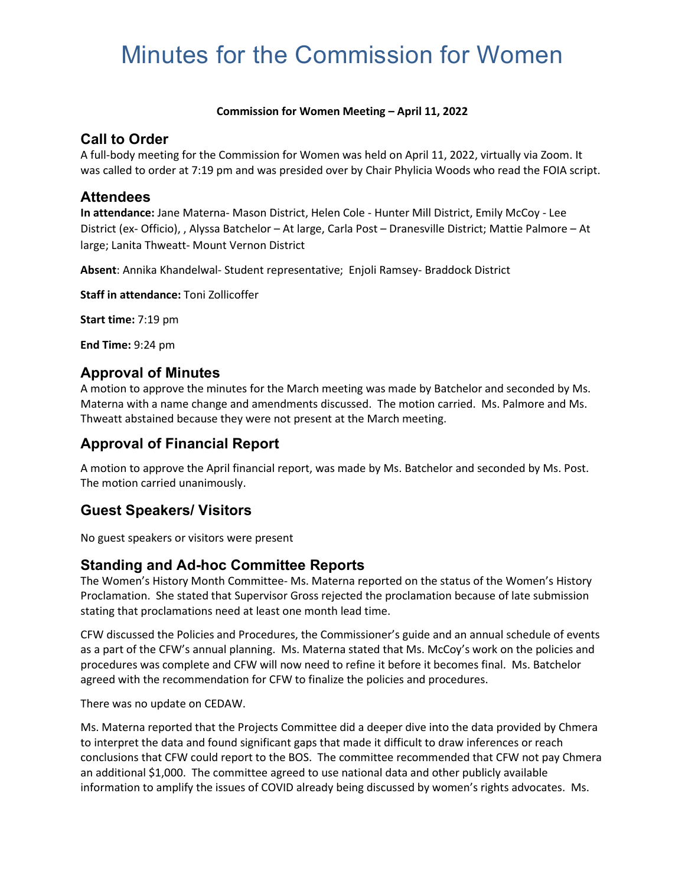# Minutes for the Commission for Women

**Commission for Women Meeting – April 11, 2022**

## Call to Order

A full-body meeting for the Commission for Women was held on April 11, 2022, virtually via Zoom. It was called to order at 7:19 pm and was presided over by Chair Phylicia Woods who read the FOIA script.

## Attendees

**In attendance:** Jane Materna- Mason District, Helen Cole - Hunter Mill District, Emily McCoy - Lee District (ex- Officio), , Alyssa Batchelor – At large, Carla Post – Dranesville District; Mattie Palmore – At large; Lanita Thweatt- Mount Vernon District

**Absent**: Annika Khandelwal- Student representative; Enjoli Ramsey- Braddock District

**Staff in attendance:** Toni Zollicoffer

**Start time:** 7:19 pm

**End Time:** 9:24 pm

## Approval of Minutes

A motion to approve the minutes for the March meeting was made by Batchelor and seconded by Ms. Materna with a name change and amendments discussed. The motion carried. Ms. Palmore and Ms. Thweatt abstained because they were not present at the March meeting.

## Approval of Financial Report

A motion to approve the April financial report, was made by Ms. Batchelor and seconded by Ms. Post. The motion carried unanimously.

## Guest Speakers/ Visitors

No guest speakers or visitors were present

## Standing and Ad-hoc Committee Reports

The Women's History Month Committee- Ms. Materna reported on the status of the Women's History Proclamation. She stated that Supervisor Gross rejected the proclamation because of late submission stating that proclamations need at least one month lead time.

CFW discussed the Policies and Procedures, the Commissioner's guide and an annual schedule of events as a part of the CFW's annual planning. Ms. Materna stated that Ms. McCoy's work on the policies and procedures was complete and CFW will now need to refine it before it becomes final. Ms. Batchelor agreed with the recommendation for CFW to finalize the policies and procedures.

There was no update on CEDAW.

Ms. Materna reported that the Projects Committee did a deeper dive into the data provided by Chmera to interpret the data and found significant gaps that made it difficult to draw inferences or reach conclusions that CFW could report to the BOS. The committee recommended that CFW not pay Chmera an additional $1,000. The committee agreed to use national data and other publicly available information to amplify the issues of COVID already being discussed by women's rights advocates. Ms.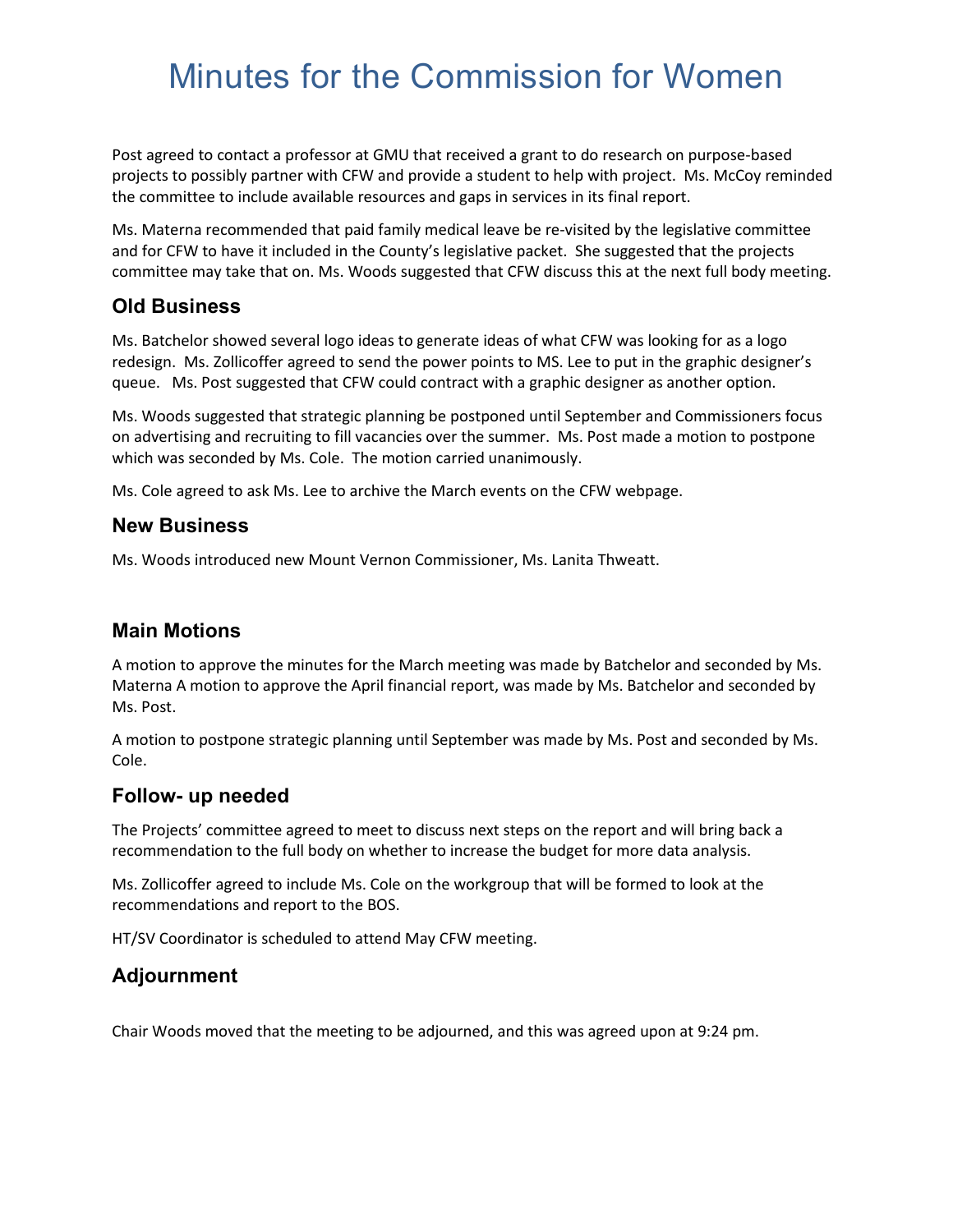# Minutes for the Commission for Women

Post agreed to contact a professor at GMU that received a grant to do research on purpose-based projects to possibly partner with CFW and provide a student to help with project. Ms. McCoy reminded the committee to include available resources and gaps in services in its final report.

Ms. Materna recommended that paid family medical leave be re-visited by the legislative committee and for CFW to have it included in the County's legislative packet. She suggested that the projects committee may take that on. Ms. Woods suggested that CFW discuss this at the next full body meeting.

## Old Business

Ms. Batchelor showed several logo ideas to generate ideas of what CFW was looking for as a logo redesign. Ms. Zollicoffer agreed to send the power points to MS. Lee to put in the graphic designer's queue. Ms. Post suggested that CFW could contract with a graphic designer as another option.

Ms. Woods suggested that strategic planning be postponed until September and Commissioners focus on advertising and recruiting to fill vacancies over the summer. Ms. Post made a motion to postpone which was seconded by Ms. Cole. The motion carried unanimously.

Ms. Cole agreed to ask Ms. Lee to archive the March events on the CFW webpage.

## New Business

Ms. Woods introduced new Mount Vernon Commissioner, Ms. Lanita Thweatt.

## Main Motions

A motion to approve the minutes for the March meeting was made by Batchelor and seconded by Ms. Materna A motion to approve the April financial report, was made by Ms. Batchelor and seconded by Ms. Post.

A motion to postpone strategic planning until September was made by Ms. Post and seconded by Ms. Cole.

## Follow- up needed

The Projects' committee agreed to meet to discuss next steps on the report and will bring back a recommendation to the full body on whether to increase the budget for more data analysis.

Ms. Zollicoffer agreed to include Ms. Cole on the workgroup that will be formed to look at the recommendations and report to the BOS.

HT/SV Coordinator is scheduled to attend May CFW meeting.

## Adjournment

Chair Woods moved that the meeting to be adjourned, and this was agreed upon at 9:24 pm.